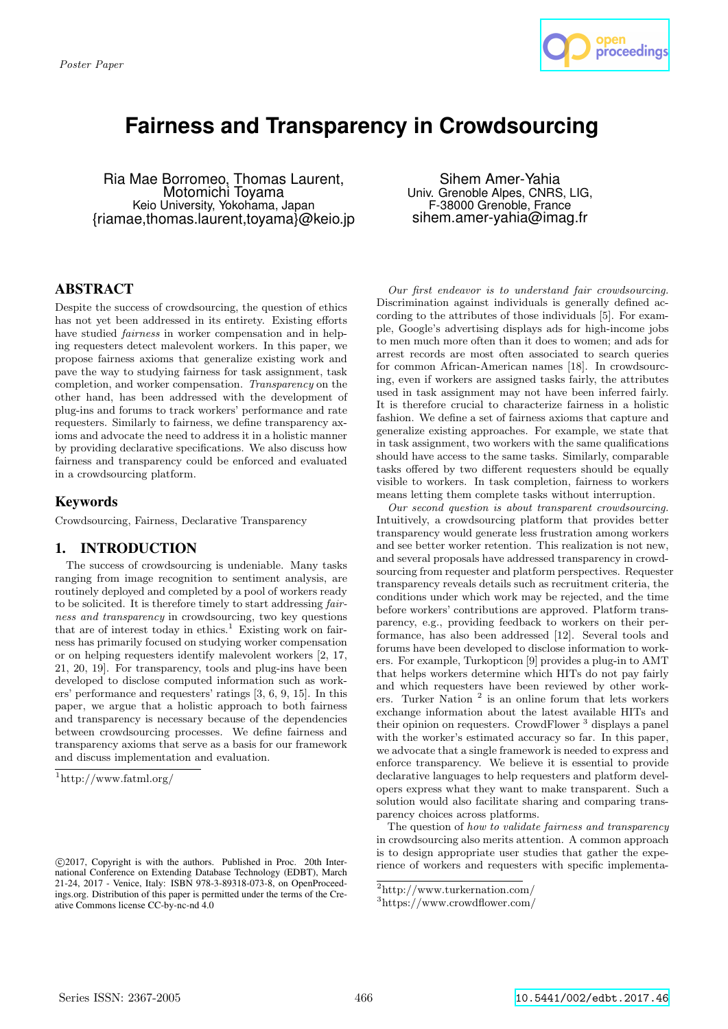Poster Paper

# Fairness and Transparency in Crowdsourcing

Ria Mae Borromeo, Thomas Laurent, Motomichi Toyama
Keio University, Yokohama, Japan
{riamae,thomas.laurent,toyama}@keio.jp

Sihem Amer-Yahia
Univ. Grenoble Alpes, CNRS, LIG, F-38000 Grenoble, France
sihem.amer-yahia@imag.fr

## ABSTRACT

Despite the success of crowdsourcing, the question of ethics has not yet been addressed in its entirety. Existing efforts have studied *fairness* in worker compensation and in helping requesters detect malevolent workers. In this paper, we propose fairness axioms that generalize existing work and pave the way to studying fairness for task assignment, task completion, and worker compensation. *Transparency* on the other hand, has been addressed with the development of plug-ins and forums to track workers' performance and rate requesters. Similarly to fairness, we define transparency axioms and advocate the need to address it in a holistic manner by providing declarative specifications. We also discuss how fairness and transparency could be enforced and evaluated in a crowdsourcing platform.

## Keywords

Crowdsourcing, Fairness, Declarative Transparency

## 1. INTRODUCTION

The success of crowdsourcing is undeniable. Many tasks ranging from image recognition to sentiment analysis, are routinely deployed and completed by a pool of workers ready to be solicited. It is therefore timely to start addressing *fairness and transparency* in crowdsourcing, two key questions that are of interest today in ethics.[1] Existing work on fairness has primarily focused on studying worker compensation or on helping requesters identify malevolent workers [2, 17, 21, 20, 19]. For transparency, tools and plug-ins have been developed to disclose computed information such as workers' performance and requesters' ratings [3, 6, 9, 15]. In this paper, we argue that a holistic approach to both fairness and transparency is necessary because of the dependencies between crowdsourcing processes. We define fairness and transparency axioms that serve as a basis for our framework and discuss implementation and evaluation.

[1]http://www.fatml.org/

©2017, Copyright is with the authors. Published in Proc. 20th International Conference on Extending Database Technology (EDBT), March 21-24, 2017 - Venice, Italy: ISBN 978-3-89318-073-8, on OpenProceedings.org. Distribution of this paper is permitted under the terms of the Creative Commons license CC-by-nc-nd 4.0

*Our first endeavor is to understand fair crowdsourcing.* Discrimination against individuals is generally defined according to the attributes of those individuals [5]. For example, Google's advertising displays ads for high-income jobs to men much more often than it does to women; and ads for arrest records are most often associated to search queries for common African-American names [18]. In crowdsourcing, even if workers are assigned tasks fairly, the attributes used in task assignment may not have been inferred fairly. It is therefore crucial to characterize fairness in a holistic fashion. We define a set of fairness axioms that capture and generalize existing approaches. For example, we state that in task assignment, two workers with the same qualifications should have access to the same tasks. Similarly, comparable tasks offered by two different requesters should be equally visible to workers. In task completion, fairness to workers means letting them complete tasks without interruption.

*Our second question is about transparent crowdsourcing.* Intuitively, a crowdsourcing platform that provides better transparency would generate less frustration among workers and see better worker retention. This realization is not new, and several proposals have addressed transparency in crowdsourcing from requester and platform perspectives. Requester transparency reveals details such as recruitment criteria, the conditions under which work may be rejected, and the time before workers' contributions are approved. Platform transparency, e.g., providing feedback to workers on their performance, has also been addressed [12]. Several tools and forums have been developed to disclose information to workers. For example, Turkopticon [9] provides a plug-in to AMT that helps workers determine which HITs do not pay fairly and which requesters have been reviewed by other workers. Turker Nation [2] is an online forum that lets workers exchange information about the latest available HITs and their opinion on requesters. CrowdFlower [3] displays a panel with the worker's estimated accuracy so far. In this paper, we advocate that a single framework is needed to express and enforce transparency. We believe it is essential to provide declarative languages to help requesters and platform developers express what they want to make transparent. Such a solution would also facilitate sharing and comparing transparency choices across platforms.

The question of *how to validate fairness and transparency* in crowdsourcing also merits attention. A common approach is to design appropriate user studies that gather the experience of workers and requesters with specific implementa-

[2]http://www.turkernation.com/

[3]https://www.crowdflower.com/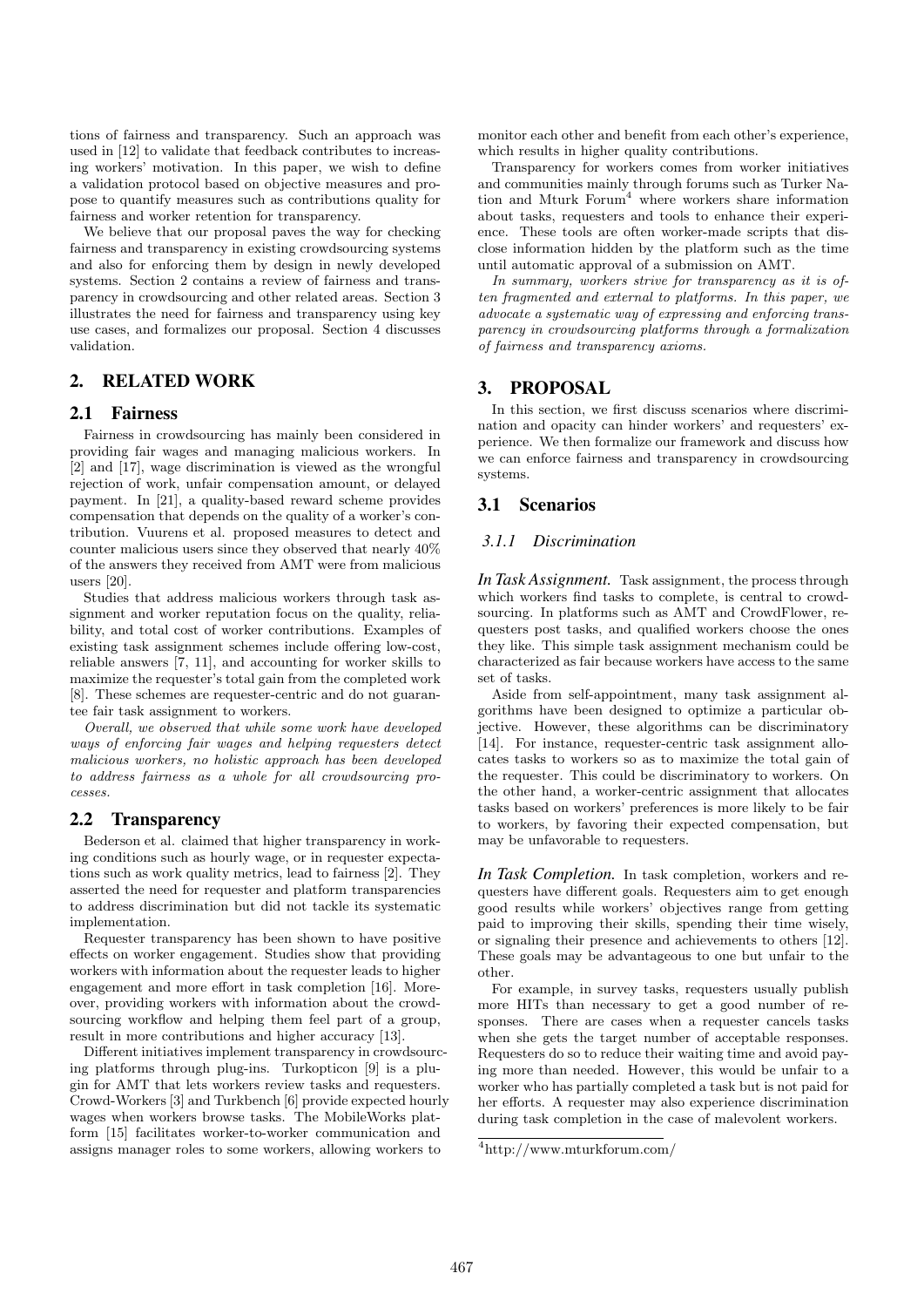tions of fairness and transparency. Such an approach was used in [12] to validate that feedback contributes to increasing workers' motivation. In this paper, we wish to define a validation protocol based on objective measures and propose to quantify measures such as contributions quality for fairness and worker retention for transparency.

We believe that our proposal paves the way for checking fairness and transparency in existing crowdsourcing systems and also for enforcing them by design in newly developed systems. Section 2 contains a review of fairness and transparency in crowdsourcing and other related areas. Section 3 illustrates the need for fairness and transparency using key use cases, and formalizes our proposal. Section 4 discusses validation.

## 2. RELATED WORK

### 2.1 Fairness

Fairness in crowdsourcing has mainly been considered in providing fair wages and managing malicious workers. In [2] and [17], wage discrimination is viewed as the wrongful rejection of work, unfair compensation amount, or delayed payment. In [21], a quality-based reward scheme provides compensation that depends on the quality of a worker's contribution. Vuurens et al. proposed measures to detect and counter malicious users since they observed that nearly 40% of the answers they received from AMT were from malicious users [20].

Studies that address malicious workers through task assignment and worker reputation focus on the quality, reliability, and total cost of worker contributions. Examples of existing task assignment schemes include offering low-cost, reliable answers [7, 11], and accounting for worker skills to maximize the requester's total gain from the completed work [8]. These schemes are requester-centric and do not guarantee fair task assignment to workers.

*Overall, we observed that while some work have developed ways of enforcing fair wages and helping requesters detect malicious workers, no holistic approach has been developed to address fairness as a whole for all crowdsourcing processes.*

### 2.2 Transparency

Bederson et al. claimed that higher transparency in working conditions such as hourly wage, or in requester expectations such as work quality metrics, lead to fairness [2]. They asserted the need for requester and platform transparencies to address discrimination but did not tackle its systematic implementation.

Requester transparency has been shown to have positive effects on worker engagement. Studies show that providing workers with information about the requester leads to higher engagement and more effort in task completion [16]. Moreover, providing workers with information about the crowdsourcing workflow and helping them feel part of a group, result in more contributions and higher accuracy [13].

Different initiatives implement transparency in crowdsourcing platforms through plug-ins. Turkopticon [9] is a plugin for AMT that lets workers review tasks and requesters. Crowd-Workers [3] and Turkbench [6] provide expected hourly wages when workers browse tasks. The MobileWorks platform [15] facilitates worker-to-worker communication and assigns manager roles to some workers, allowing workers to monitor each other and benefit from each other's experience, which results in higher quality contributions.

Transparency for workers comes from worker initiatives and communities mainly through forums such as Turker Nation and Mturk Forum[4] where workers share information about tasks, requesters and tools to enhance their experience. These tools are often worker-made scripts that disclose information hidden by the platform such as the time until automatic approval of a submission on AMT.

*In summary, workers strive for transparency as it is often fragmented and external to platforms. In this paper, we advocate a systematic way of expressing and enforcing transparency in crowdsourcing platforms through a formalization of fairness and transparency axioms.*

## 3. PROPOSAL

In this section, we first discuss scenarios where discrimination and opacity can hinder workers' and requesters' experience. We then formalize our framework and discuss how we can enforce fairness and transparency in crowdsourcing systems.

### 3.1 Scenarios

#### *3.1.1 Discrimination*

***In Task Assignment.*** Task assignment, the process through which workers find tasks to complete, is central to crowdsourcing. In platforms such as AMT and CrowdFlower, requesters post tasks, and qualified workers choose the ones they like. This simple task assignment mechanism could be characterized as fair because workers have access to the same set of tasks.

Aside from self-appointment, many task assignment algorithms have been designed to optimize a particular objective. However, these algorithms can be discriminatory [14]. For instance, requester-centric task assignment allocates tasks to workers so as to maximize the total gain of the requester. This could be discriminatory to workers. On the other hand, a worker-centric assignment that allocates tasks based on workers' preferences is more likely to be fair to workers, by favoring their expected compensation, but may be unfavorable to requesters.

***In Task Completion.*** In task completion, workers and requesters have different goals. Requesters aim to get enough good results while workers' objectives range from getting paid to improving their skills, spending their time wisely, or signaling their presence and achievements to others [12]. These goals may be advantageous to one but unfair to the other.

For example, in survey tasks, requesters usually publish more HITs than necessary to get a good number of responses. There are cases when a requester cancels tasks when she gets the target number of acceptable responses. Requesters do so to reduce their waiting time and avoid paying more than needed. However, this would be unfair to a worker who has partially completed a task but is not paid for her efforts. A requester may also experience discrimination during task completion in the case of malevolent workers.

[4] http://www.mturkforum.com/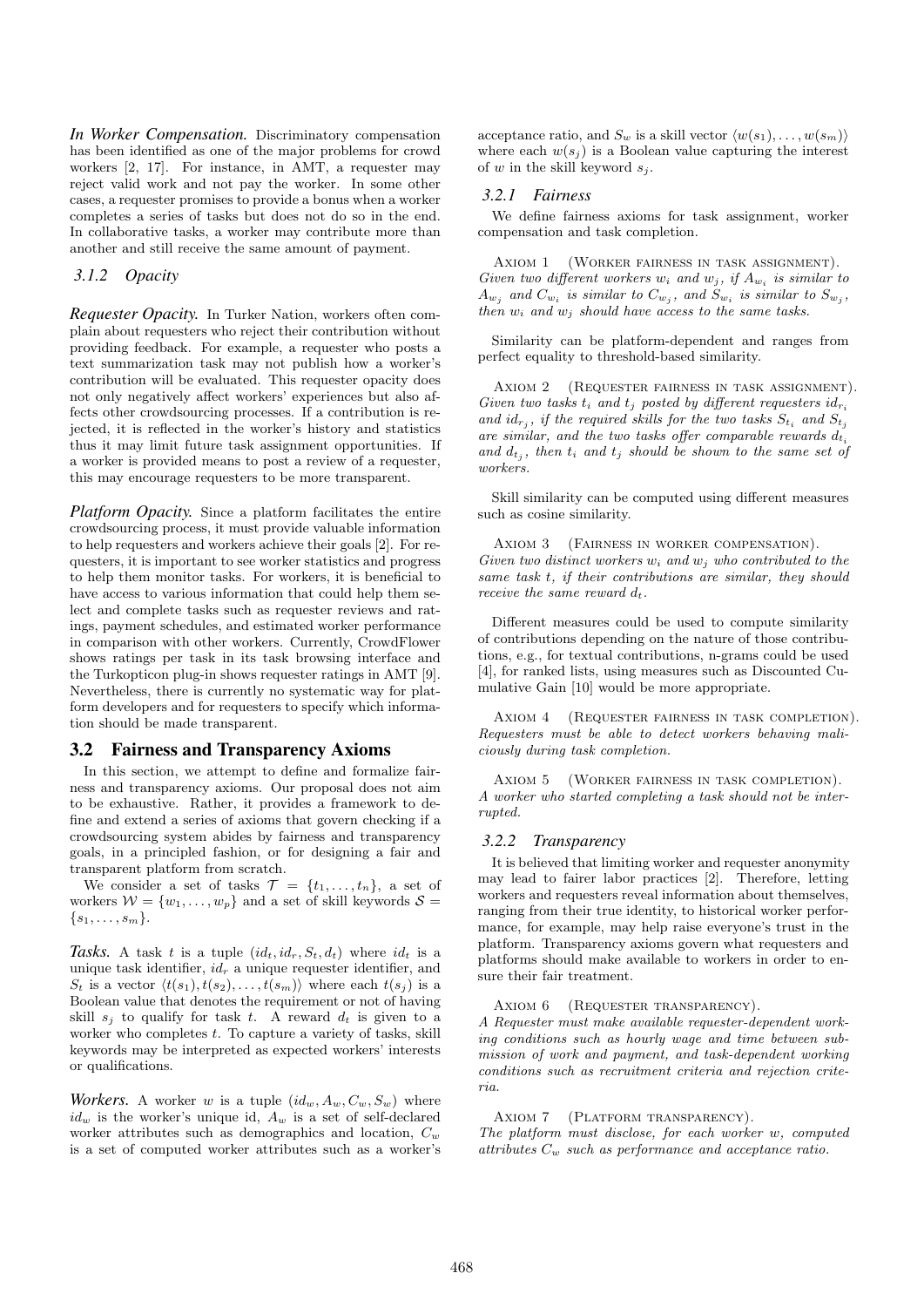***In Worker Compensation.*** Discriminatory compensation has been identified as one of the major problems for crowd workers [2, 17]. For instance, in AMT, a requester may reject valid work and not pay the worker. In some other cases, a requester promises to provide a bonus when a worker completes a series of tasks but does not do so in the end. In collaborative tasks, a worker may contribute more than another and still receive the same amount of payment.

### 3.1.2 Opacity

***Requester Opacity.*** In Turker Nation, workers often complain about requesters who reject their contribution without providing feedback. For example, a requester who posts a text summarization task may not publish how a worker's contribution will be evaluated. This requester opacity does not only negatively affect workers' experiences but also affects other crowdsourcing processes. If a contribution is rejected, it is reflected in the worker's history and statistics thus it may limit future task assignment opportunities. If a worker is provided means to post a review of a requester, this may encourage requesters to be more transparent.

***Platform Opacity.*** Since a platform facilitates the entire crowdsourcing process, it must provide valuable information to help requesters and workers achieve their goals [2]. For requesters, it is important to see worker statistics and progress to help them monitor tasks. For workers, it is beneficial to have access to various information that could help them select and complete tasks such as requester reviews and ratings, payment schedules, and estimated worker performance in comparison with other workers. Currently, CrowdFlower shows ratings per task in its task browsing interface and the Turkopticon plug-in shows requester ratings in AMT [9]. Nevertheless, there is currently no systematic way for platform developers and for requesters to specify which information should be made transparent.

## 3.2 Fairness and Transparency Axioms

In this section, we attempt to define and formalize fairness and transparency axioms. Our proposal does not aim to be exhaustive. Rather, it provides a framework to define and extend a series of axioms that govern checking if a crowdsourcing system abides by fairness and transparency goals, in a principled fashion, or for designing a fair and transparent platform from scratch.

We consider a set of tasks $\mathcal{T} = \{t_1, \ldots, t_n\}$, a set of workers $\mathcal{W} = \{w_1, \ldots, w_p\}$ and a set of skill keywords $\mathcal{S} = \{s_1, \ldots, s_m\}$.

***Tasks.*** A task $t$ is a tuple $(id_t, id_r, S_t, d_t)$ where $id_t$ is a unique task identifier, $id_r$ a unique requester identifier, and $S_t$ is a vector $\langle t(s_1), t(s_2), \ldots, t(s_m)\rangle$ where each $t(s_j)$ is a Boolean value that denotes the requirement or not of having skill $s_j$ to qualify for task $t$. A reward $d_t$ is given to a worker who completes $t$. To capture a variety of tasks, skill keywords may be interpreted as expected workers' interests or qualifications.

***Workers.*** A worker $w$ is a tuple $(id_w, A_w, C_w, S_w)$ where $id_w$ is the worker's unique id, $A_w$ is a set of self-declared worker attributes such as demographics and location, $C_w$ is a set of computed worker attributes such as a worker's acceptance ratio, and $S_w$ is a skill vector $\langle w(s_1), \ldots, w(s_m)\rangle$ where each $w(s_j)$ is a Boolean value capturing the interest of $w$ in the skill keyword $s_j$.

### 3.2.1 Fairness

We define fairness axioms for task assignment, worker compensation and task completion.

AXIOM 1 (WORKER FAIRNESS IN TASK ASSIGNMENT). *Given two different workers $w_i$ and $w_j$, if $A_{w_i}$ is similar to $A_{w_j}$ and $C_{w_i}$ is similar to $C_{w_j}$, and $S_{w_i}$ is similar to $S_{w_j}$, then $w_i$ and $w_j$ should have access to the same tasks.*

Similarity can be platform-dependent and ranges from perfect equality to threshold-based similarity.

AXIOM 2 (REQUESTER FAIRNESS IN TASK ASSIGNMENT). *Given two tasks $t_i$ and $t_j$ posted by different requesters $id_{r_i}$ and $id_{r_j}$, if the required skills for the two tasks $S_{t_i}$ and $S_{t_j}$ are similar, and the two tasks offer comparable rewards $d_{t_i}$ and $d_{t_j}$, then $t_i$ and $t_j$ should be shown to the same set of workers.*

Skill similarity can be computed using different measures such as cosine similarity.

AXIOM 3 (FAIRNESS IN WORKER COMPENSATION). *Given two distinct workers $w_i$ and $w_j$ who contributed to the same task $t$, if their contributions are similar, they should receive the same reward $d_t$.*

Different measures could be used to compute similarity of contributions depending on the nature of those contributions, e.g., for textual contributions, n-grams could be used [4], for ranked lists, using measures such as Discounted Cumulative Gain [10] would be more appropriate.

AXIOM 4 (REQUESTER FAIRNESS IN TASK COMPLETION). *Requesters must be able to detect workers behaving maliciously during task completion.*

AXIOM 5 (WORKER FAIRNESS IN TASK COMPLETION). *A worker who started completing a task should not be interrupted.*

### 3.2.2 Transparency

It is believed that limiting worker and requester anonymity may lead to fairer labor practices [2]. Therefore, letting workers and requesters reveal information about themselves, ranging from their true identity, to historical worker performance, for example, may help raise everyone's trust in the platform. Transparency axioms govern what requesters and platforms should make available to workers in order to ensure their fair treatment.

AXIOM 6 (REQUESTER TRANSPARENCY). *A Requester must make available requester-dependent working conditions such as hourly wage and time between submission of work and payment, and task-dependent working conditions such as recruitment criteria and rejection criteria.*

AXIOM 7 (PLATFORM TRANSPARENCY). *The platform must disclose, for each worker $w$, computed attributes $C_w$ such as performance and acceptance ratio.*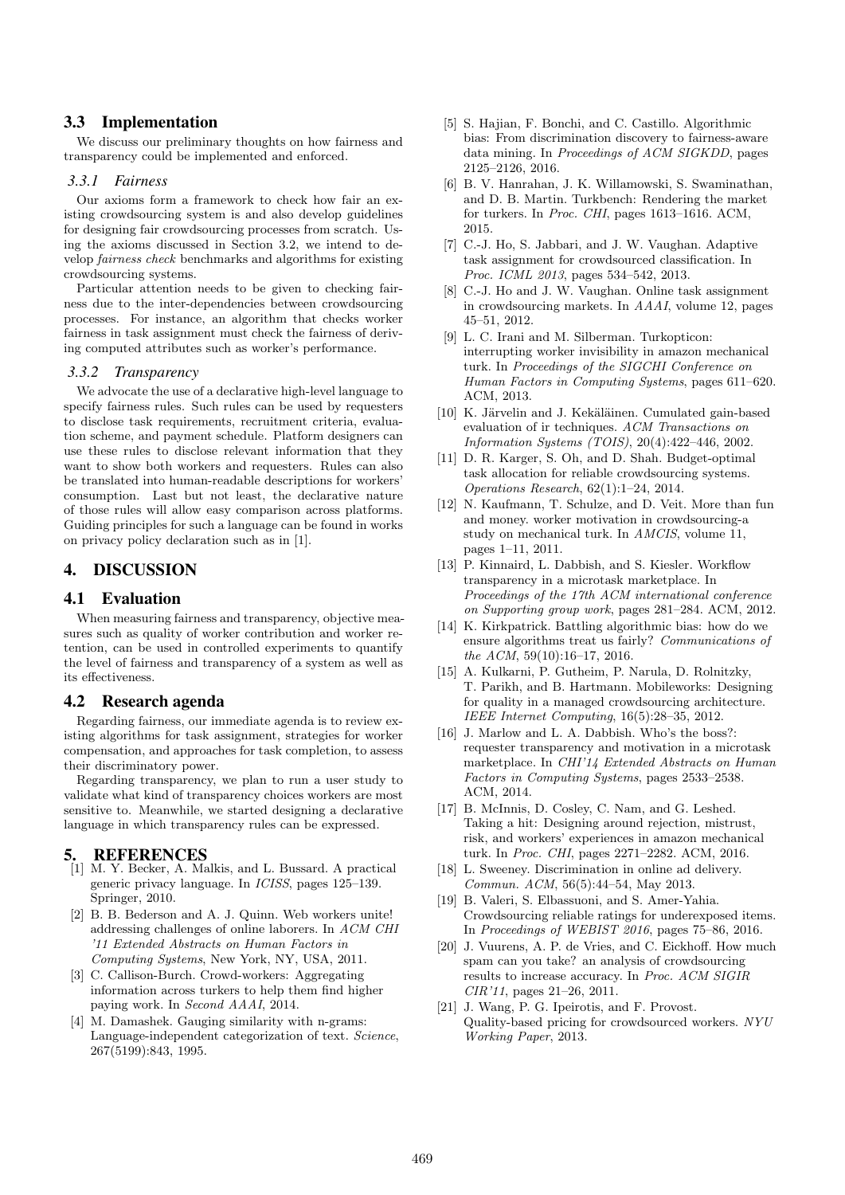### 3.3 Implementation

We discuss our preliminary thoughts on how fairness and transparency could be implemented and enforced.

#### 3.3.1 Fairness

Our axioms form a framework to check how fair an existing crowdsourcing system is and also develop guidelines for designing fair crowdsourcing processes from scratch. Using the axioms discussed in Section 3.2, we intend to develop *fairness check* benchmarks and algorithms for existing crowdsourcing systems.

Particular attention needs to be given to checking fairness due to the inter-dependencies between crowdsourcing processes. For instance, an algorithm that checks worker fairness in task assignment must check the fairness of deriving computed attributes such as worker's performance.

#### 3.3.2 Transparency

We advocate the use of a declarative high-level language to specify fairness rules. Such rules can be used by requesters to disclose task requirements, recruitment criteria, evaluation scheme, and payment schedule. Platform designers can use these rules to disclose relevant information that they want to show both workers and requesters. Rules can also be translated into human-readable descriptions for workers' consumption. Last but not least, the declarative nature of those rules will allow easy comparison across platforms. Guiding principles for such a language can be found in works on privacy policy declaration such as in [1].

## 4. DISCUSSION

### 4.1 Evaluation

When measuring fairness and transparency, objective measures such as quality of worker contribution and worker retention, can be used in controlled experiments to quantify the level of fairness and transparency of a system as well as its effectiveness.

### 4.2 Research agenda

Regarding fairness, our immediate agenda is to review existing algorithms for task assignment, strategies for worker compensation, and approaches for task completion, to assess their discriminatory power.

Regarding transparency, we plan to run a user study to validate what kind of transparency choices workers are most sensitive to. Meanwhile, we started designing a declarative language in which transparency rules can be expressed.

## 5. REFERENCES

[1] M. Y. Becker, A. Malkis, and L. Bussard. A practical generic privacy language. In *ICISS*, pages 125–139. Springer, 2010.

[2] B. B. Bederson and A. J. Quinn. Web workers unite! addressing challenges of online laborers. In *ACM CHI '11 Extended Abstracts on Human Factors in Computing Systems*, New York, NY, USA, 2011.

[3] C. Callison-Burch. Crowd-workers: Aggregating information across turkers to help them find higher paying work. In *Second AAAI*, 2014.

[4] M. Damashek. Gauging similarity with n-grams: Language-independent categorization of text. *Science*, 267(5199):843, 1995.

[5] S. Hajian, F. Bonchi, and C. Castillo. Algorithmic bias: From discrimination discovery to fairness-aware data mining. In *Proceedings of ACM SIGKDD*, pages 2125–2126, 2016.

[6] B. V. Hanrahan, J. K. Willamowski, S. Swaminathan, and D. B. Martin. Turkbench: Rendering the market for turkers. In *Proc. CHI*, pages 1613–1616. ACM, 2015.

[7] C.-J. Ho, S. Jabbari, and J. W. Vaughan. Adaptive task assignment for crowdsourced classification. In *Proc. ICML 2013*, pages 534–542, 2013.

[8] C.-J. Ho and J. W. Vaughan. Online task assignment in crowdsourcing markets. In *AAAI*, volume 12, pages 45–51, 2012.

[9] L. C. Irani and M. Silberman. Turkopticon: interrupting worker invisibility in amazon mechanical turk. In *Proceedings of the SIGCHI Conference on Human Factors in Computing Systems*, pages 611–620. ACM, 2013.

[10] K. Järvelin and J. Kekäläinen. Cumulated gain-based evaluation of ir techniques. *ACM Transactions on Information Systems (TOIS)*, 20(4):422–446, 2002.

[11] D. R. Karger, S. Oh, and D. Shah. Budget-optimal task allocation for reliable crowdsourcing systems. *Operations Research*, 62(1):1–24, 2014.

[12] N. Kaufmann, T. Schulze, and D. Veit. More than fun and money. worker motivation in crowdsourcing-a study on mechanical turk. In *AMCIS*, volume 11, pages 1–11, 2011.

[13] P. Kinnaird, L. Dabbish, and S. Kiesler. Workflow transparency in a microtask marketplace. In *Proceedings of the 17th ACM international conference on Supporting group work*, pages 281–284. ACM, 2012.

[14] K. Kirkpatrick. Battling algorithmic bias: how do we ensure algorithms treat us fairly? *Communications of the ACM*, 59(10):16–17, 2016.

[15] A. Kulkarni, P. Gutheim, P. Narula, D. Rolnitzky, T. Parikh, and B. Hartmann. Mobileworks: Designing for quality in a managed crowdsourcing architecture. *IEEE Internet Computing*, 16(5):28–35, 2012.

[16] J. Marlow and L. A. Dabbish. Who's the boss?: requester transparency and motivation in a microtask marketplace. In *CHI'14 Extended Abstracts on Human Factors in Computing Systems*, pages 2533–2538. ACM, 2014.

[17] B. McInnis, D. Cosley, C. Nam, and G. Leshed. Taking a hit: Designing around rejection, mistrust, risk, and workers' experiences in amazon mechanical turk. In *Proc. CHI*, pages 2271–2282. ACM, 2016.

[18] L. Sweeney. Discrimination in online ad delivery. *Commun. ACM*, 56(5):44–54, May 2013.

[19] B. Valeri, S. Elbassuoni, and S. Amer-Yahia. Crowdsourcing reliable ratings for underexposed items. In *Proceedings of WEBIST 2016*, pages 75–86, 2016.

[20] J. Vuurens, A. P. de Vries, and C. Eickhoff. How much spam can you take? an analysis of crowdsourcing results to increase accuracy. In *Proc. ACM SIGIR CIR'11*, pages 21–26, 2011.

[21] J. Wang, P. G. Ipeirotis, and F. Provost. Quality-based pricing for crowdsourced workers. *NYU Working Paper*, 2013.